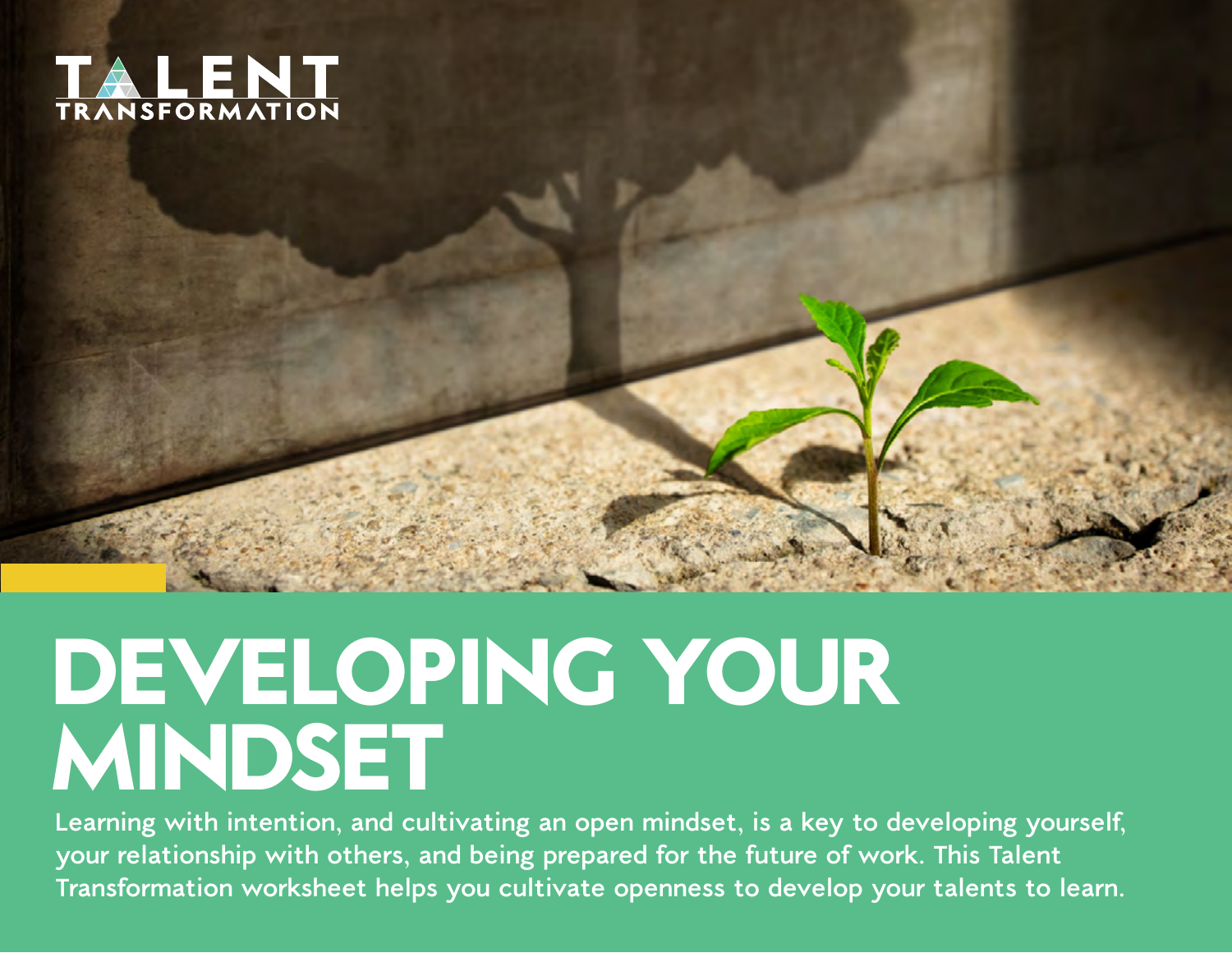TALENT TRANSFORMATION

# DEVELOPING YOUR MINDSET

Learning with intention, and cultivating an open mindset, is a key to developing yourself, your relationship with others, and being prepared for the future of work. This Talent Transformation worksheet helps you cultivate openness to develop your talents to learn.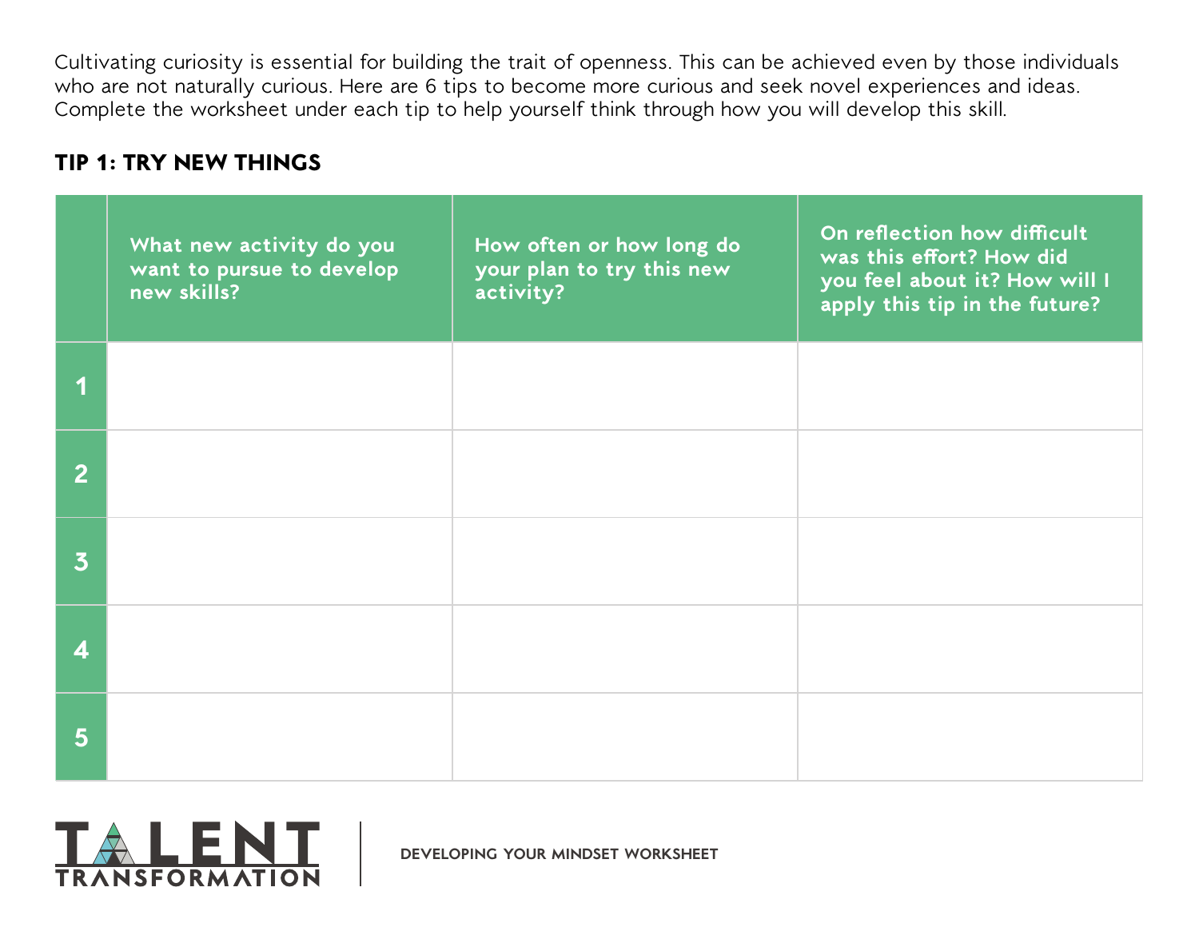Cultivating curiosity is essential for building the trait of openness. This can be achieved even by those individuals who are not naturally curious. Here are 6 tips to become more curious and seek novel experiences and ideas. Complete the worksheet under each tip to help yourself think through how you will develop this skill.

## TIP 1: TRY NEW THINGS

| | What new activity do you want to pursue to develop new skills? | How often or how long do your plan to try this new activity? | On reflection how difficult was this effort? How did you feel about it? How will I apply this tip in the future? |
|---|---|---|---|
| 1 | | | |
| 2 | | | |
| 3 | | | |
| 4 | | | |
| 5 | | | |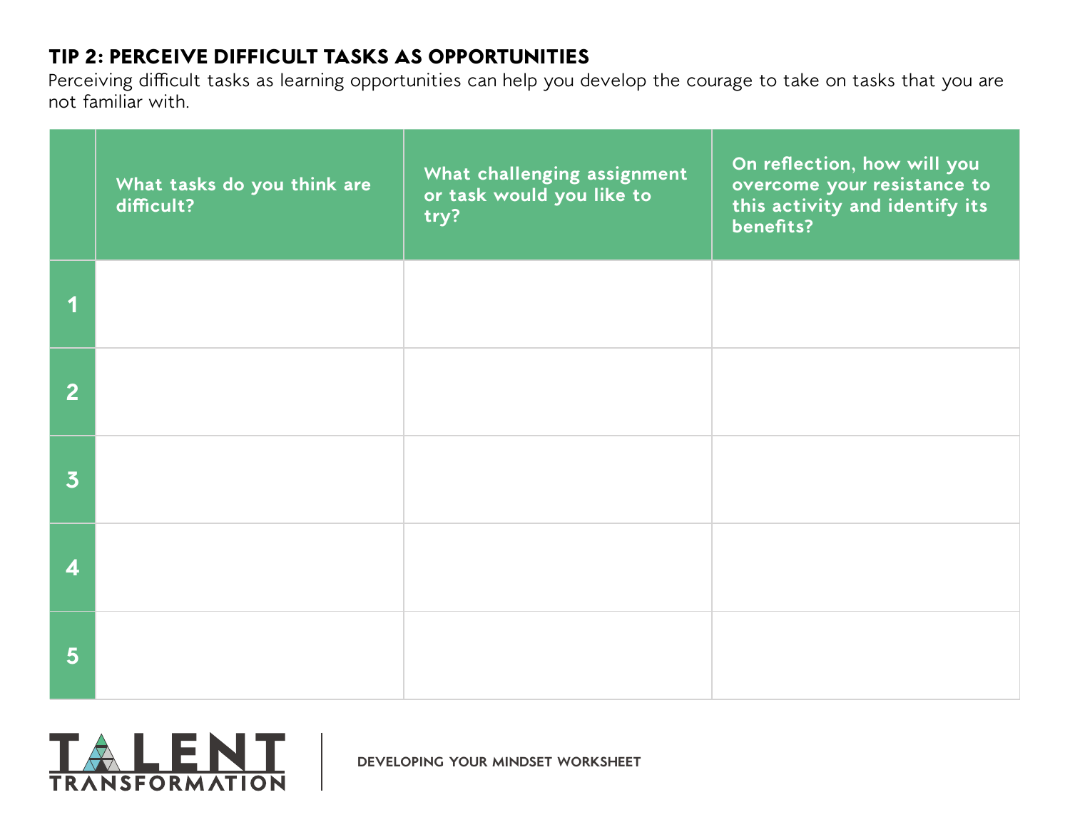## TIP 2: PERCEIVE DIFFICULT TASKS AS OPPORTUNITIES

Perceiving difficult tasks as learning opportunities can help you develop the courage to take on tasks that you are not familiar with.

| | What tasks do you think are difficult? | What challenging assignment or task would you like to try? | On reflection, how will you overcome your resistance to this activity and identify its benefits? |
|---|---|---|---|
| 1 | | | |
| 2 | | | |
| 3 | | | |
| 4 | | | |
| 5 | | | |

TALENT TRANSFORMATION

DEVELOPING YOUR MINDSET WORKSHEET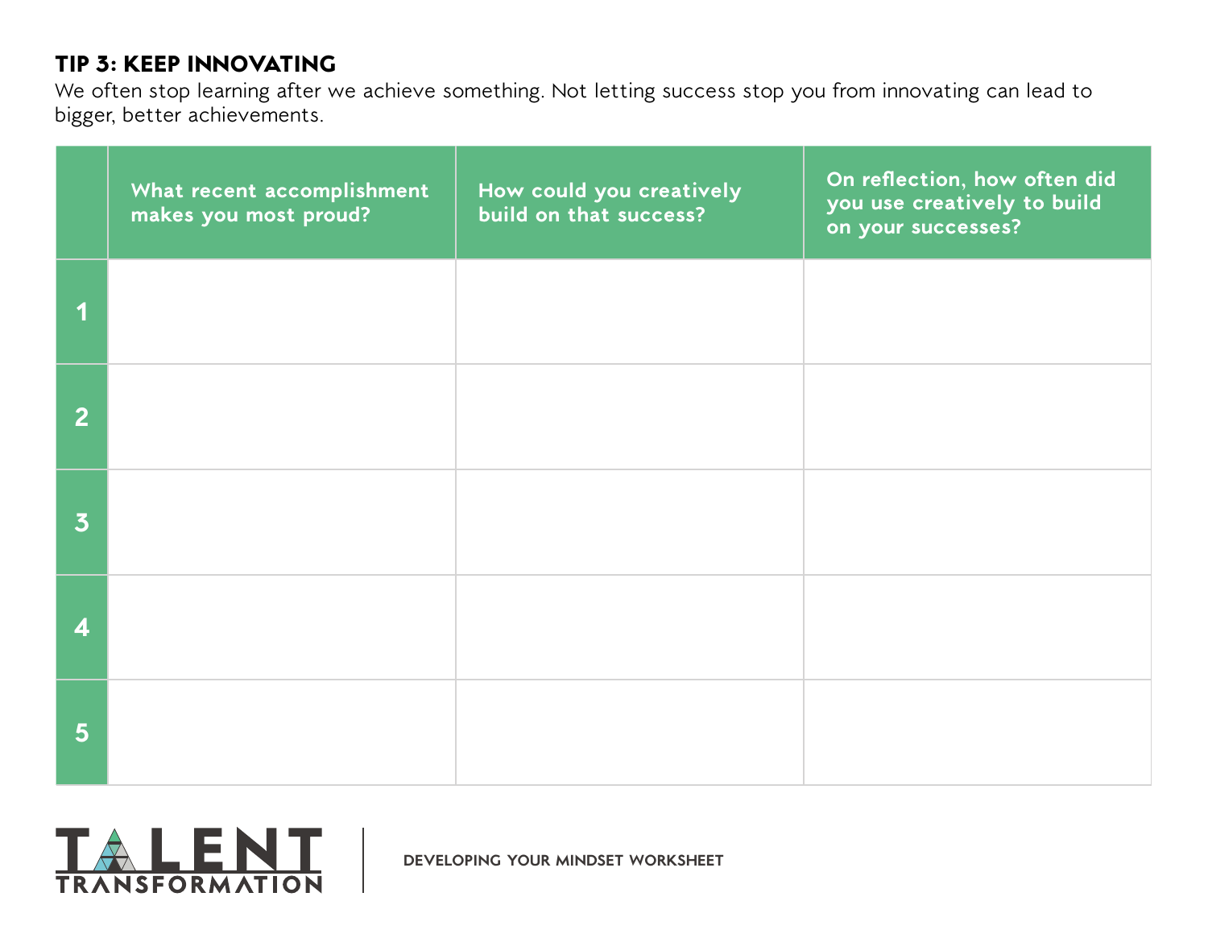### TIP 3: KEEP INNOVATING

We often stop learning after we achieve something. Not letting success stop you from innovating can lead to bigger, better achievements.

| | What recent accomplishment makes you most proud? | How could you creatively build on that success? | On reflection, how often did you use creatively to build on your successes? |
|---|---|---|---|
| 1 | | | |
| 2 | | | |
| 3 | | | |
| 4 | | | |
| 5 | | | |

TALENT TRANSFORMATION

DEVELOPING YOUR MINDSET WORKSHEET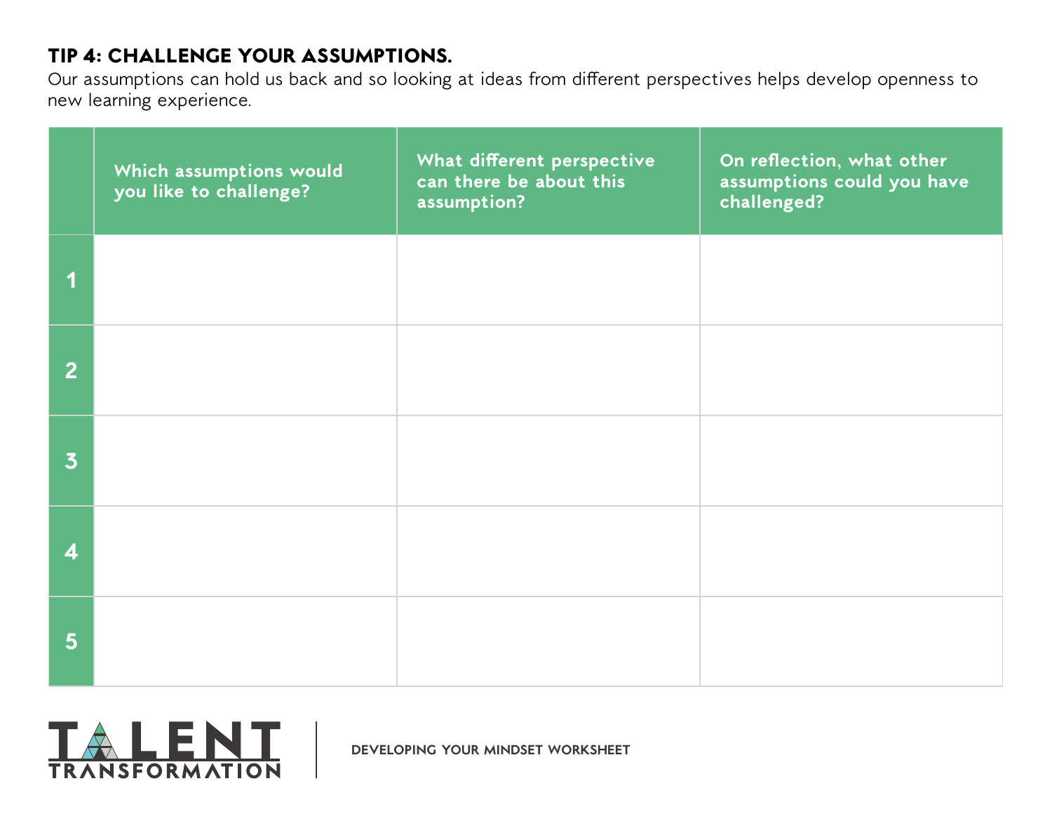### TIP 4: CHALLENGE YOUR ASSUMPTIONS.

Our assumptions can hold us back and so looking at ideas from different perspectives helps develop openness to new learning experience.

| | Which assumptions would you like to challenge? | What different perspective can there be about this assumption? | On reflection, what other assumptions could you have challenged? |
|---|---|---|---|
| 1 | | | |
| 2 | | | |
| 3 | | | |
| 4 | | | |
| 5 | | | |

TALENT TRANSFORMATION

DEVELOPING YOUR MINDSET WORKSHEET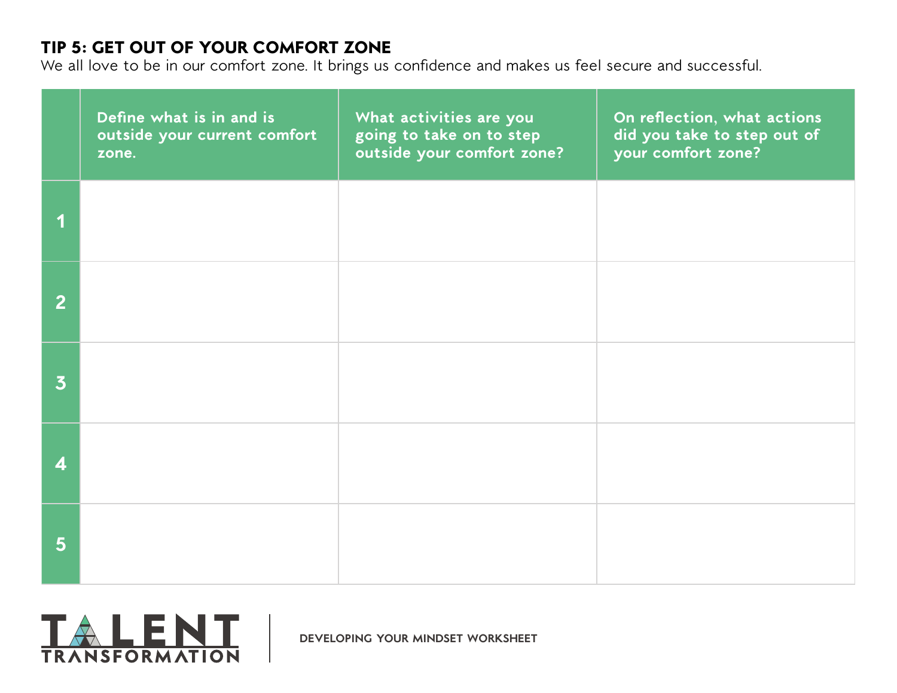## TIP 5: GET OUT OF YOUR COMFORT ZONE

We all love to be in our comfort zone. It brings us confidence and makes us feel secure and successful.

| | Define what is in and is outside your current comfort zone. | What activities are you going to take on to step outside your comfort zone? | On reflection, what actions did you take to step out of your comfort zone? |
|---|---|---|---|
| 1 | | | |
| 2 | | | |
| 3 | | | |
| 4 | | | |
| 5 | | | |

TALENT TRANSFORMATION

DEVELOPING YOUR MINDSET WORKSHEET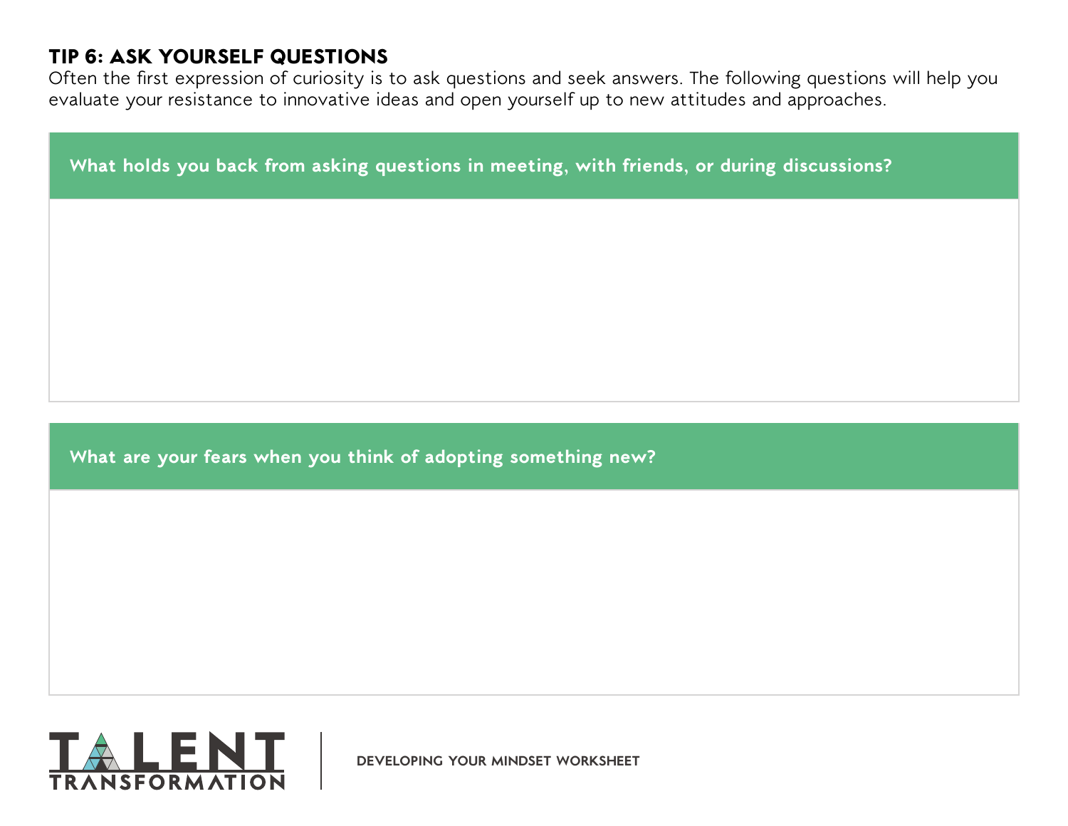## TIP 6: ASK YOURSELF QUESTIONS

Often the first expression of curiosity is to ask questions and seek answers. The following questions will help you evaluate your resistance to innovative ideas and open yourself up to new attitudes and approaches.

**What holds you back from asking questions in meeting, with friends, or during discussions?**

**What are your fears when you think of adopting something new?**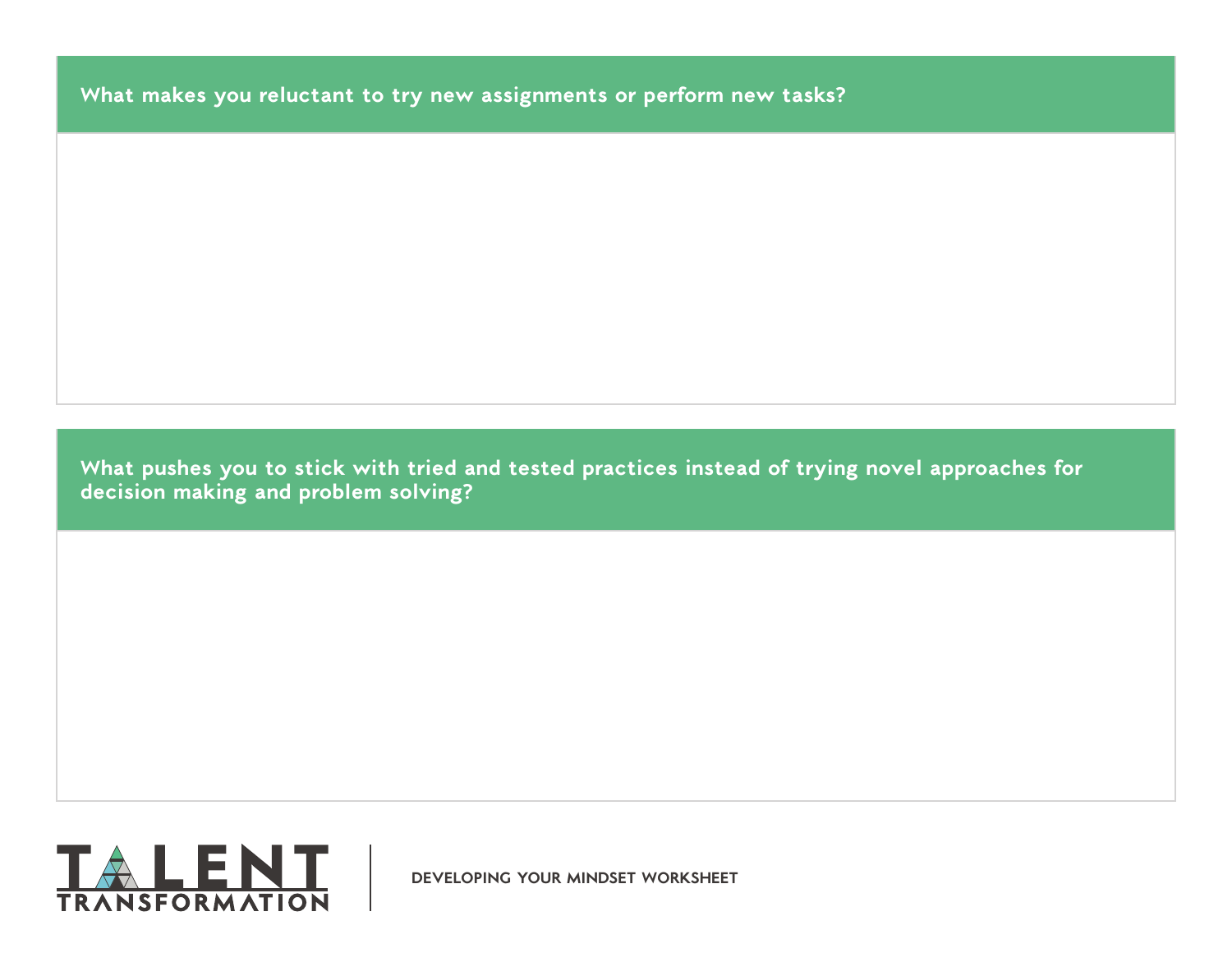**What makes you reluctant to try new assignments or perform new tasks?**

**What pushes you to stick with tried and tested practices instead of trying novel approaches for decision making and problem solving?**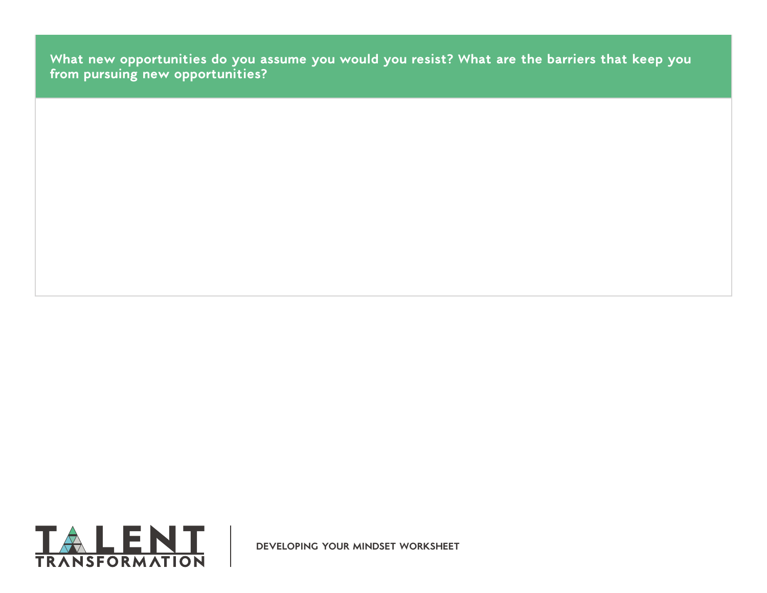**What new opportunities do you assume you would you resist? What are the barriers that keep you from pursuing new opportunities?**